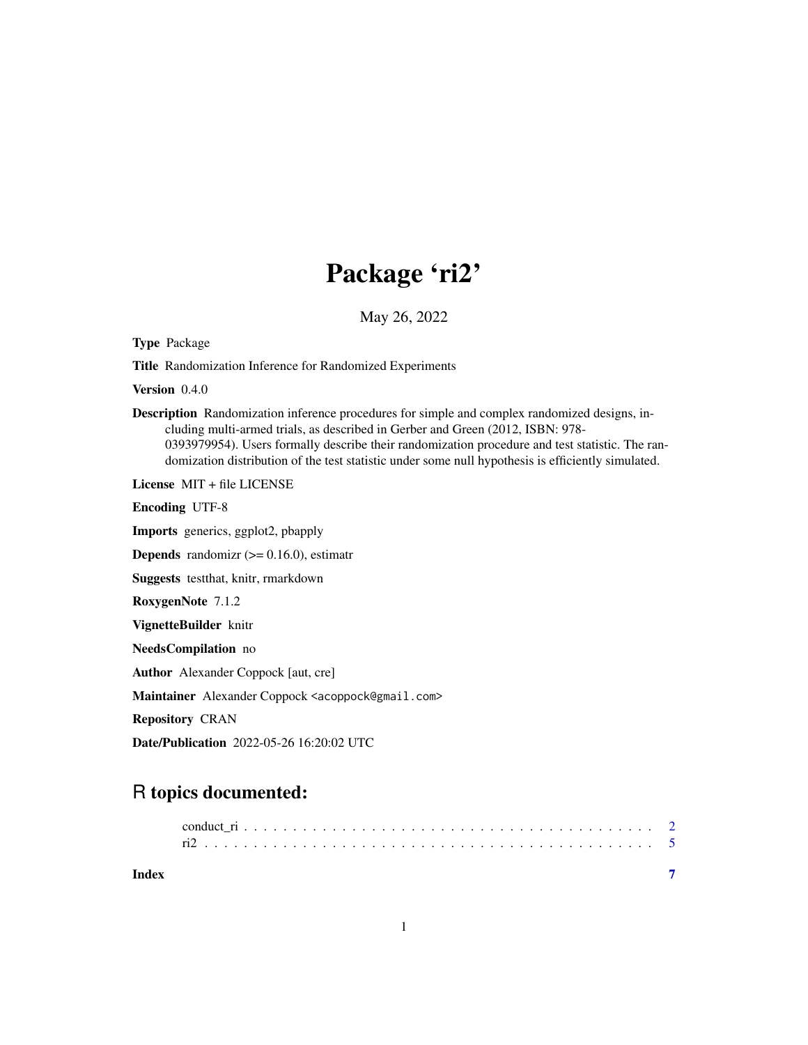# Package 'ri2'

May 26, 2022

**Type** Package

**Title** Randomization Inference for Randomized Experiments

**Version** 0.4.0

**Description** Randomization inference procedures for simple and complex randomized designs, including multi-armed trials, as described in Gerber and Green (2012, ISBN: 978-0393979954). Users formally describe their randomization procedure and test statistic. The randomization distribution of the test statistic under some null hypothesis is efficiently simulated.

**License** MIT + file LICENSE

**Encoding** UTF-8

**Imports** generics, ggplot2, pbapply

**Depends** randomizr (>= 0.16.0), estimatr

**Suggests** testthat, knitr, rmarkdown

**RoxygenNote** 7.1.2

**VignetteBuilder** knitr

**NeedsCompilation** no

**Author** Alexander Coppock [aut, cre]

**Maintainer** Alexander Coppock <acoppock@gmail.com>

**Repository** CRAN

**Date/Publication** 2022-05-26 16:20:02 UTC

## R topics documented:

conduct_ri . . . . . . . . . . . . . . . . . . . . . . . . . . . . . . . . . . . . . . . . . . . 2
ri2 . . . . . . . . . . . . . . . . . . . . . . . . . . . . . . . . . . . . . . . . . . . . . . . 5

**Index** **7**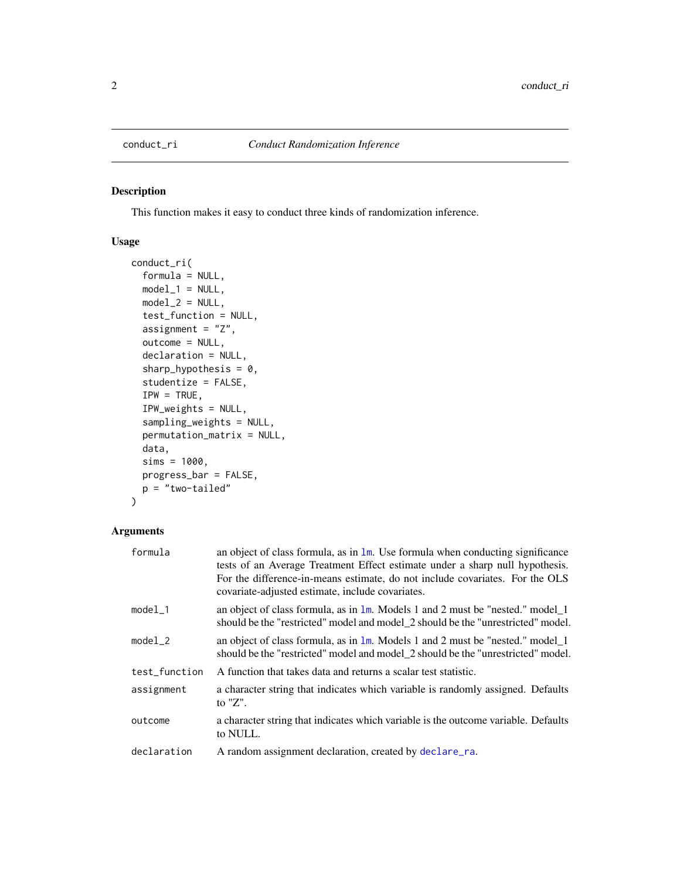## conduct_ri — *Conduct Randomization Inference*

### Description

This function makes it easy to conduct three kinds of randomization inference.

### Usage

```
conduct_ri(
  formula = NULL,
  model_1 = NULL,
  model_2 = NULL,
  test_function = NULL,
  assignment = "Z",
  outcome = NULL,
  declaration = NULL,
  sharp_hypothesis = 0,
  studentize = FALSE,
  IPW = TRUE,
  IPW_weights = NULL,
  sampling_weights = NULL,
  permutation_matrix = NULL,
  data,
  sims = 1000,
  progress_bar = FALSE,
  p = "two-tailed"
)
```

### Arguments

| | |
|---|---|
| `formula` | an object of class formula, as in `lm`. Use formula when conducting significance tests of an Average Treatment Effect estimate under a sharp null hypothesis. For the difference-in-means estimate, do not include covariates. For the OLS covariate-adjusted estimate, include covariates. |
| `model_1` | an object of class formula, as in `lm`. Models 1 and 2 must be "nested." model_1 should be the "restricted" model and model_2 should be the "unrestricted" model. |
| `model_2` | an object of class formula, as in `lm`. Models 1 and 2 must be "nested." model_1 should be the "restricted" model and model_2 should be the "unrestricted" model. |
| `test_function` | A function that takes data and returns a scalar test statistic. |
| `assignment` | a character string that indicates which variable is randomly assigned. Defaults to "Z". |
| `outcome` | a character string that indicates which variable is the outcome variable. Defaults to NULL. |
| `declaration` | A random assignment declaration, created by `declare_ra`. |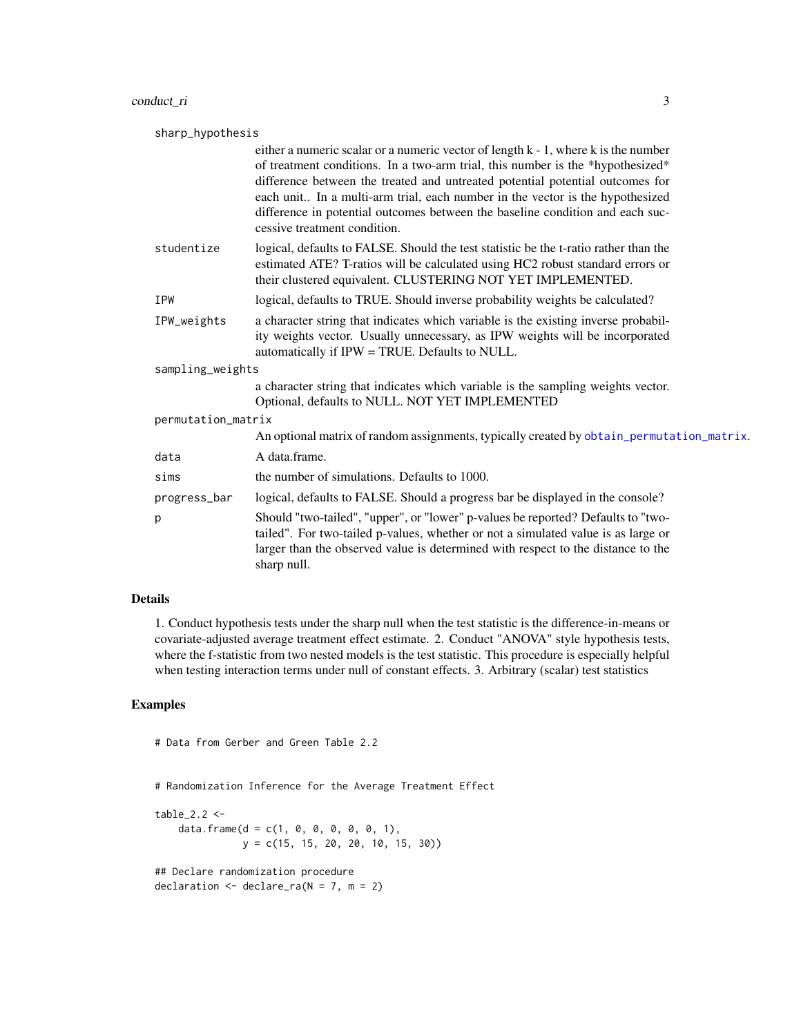sharp_hypothesis
: either a numeric scalar or a numeric vector of length k - 1, where k is the number of treatment conditions. In a two-arm trial, this number is the *hypothesized* difference between the treated and untreated potential potential outcomes for each unit.. In a multi-arm trial, each number in the vector is the hypothesized difference in potential outcomes between the baseline condition and each successive treatment condition.

studentize
: logical, defaults to FALSE. Should the test statistic be the t-ratio rather than the estimated ATE? T-ratios will be calculated using HC2 robust standard errors or their clustered equivalent. CLUSTERING NOT YET IMPLEMENTED.

IPW
: logical, defaults to TRUE. Should inverse probability weights be calculated?

IPW_weights
: a character string that indicates which variable is the existing inverse probability weights vector. Usually unnecessary, as IPW weights will be incorporated automatically if IPW = TRUE. Defaults to NULL.

sampling_weights
: a character string that indicates which variable is the sampling weights vector. Optional, defaults to NULL. NOT YET IMPLEMENTED

permutation_matrix
: An optional matrix of random assignments, typically created by obtain_permutation_matrix.

data
: A data.frame.

sims
: the number of simulations. Defaults to 1000.

progress_bar
: logical, defaults to FALSE. Should a progress bar be displayed in the console?

p
: Should "two-tailed", "upper", or "lower" p-values be reported? Defaults to "two-tailed". For two-tailed p-values, whether or not a simulated value is as large or larger than the observed value is determined with respect to the distance to the sharp null.

## Details

1. Conduct hypothesis tests under the sharp null when the test statistic is the difference-in-means or covariate-adjusted average treatment effect estimate. 2. Conduct "ANOVA" style hypothesis tests, where the f-statistic from two nested models is the test statistic. This procedure is especially helpful when testing interaction terms under null of constant effects. 3. Arbitrary (scalar) test statistics

## Examples

```
# Data from Gerber and Green Table 2.2


# Randomization Inference for the Average Treatment Effect

table_2.2 <-
    data.frame(d = c(1, 0, 0, 0, 0, 0, 1),
               y = c(15, 15, 20, 20, 10, 15, 30))

## Declare randomization procedure
declaration <- declare_ra(N = 7, m = 2)
```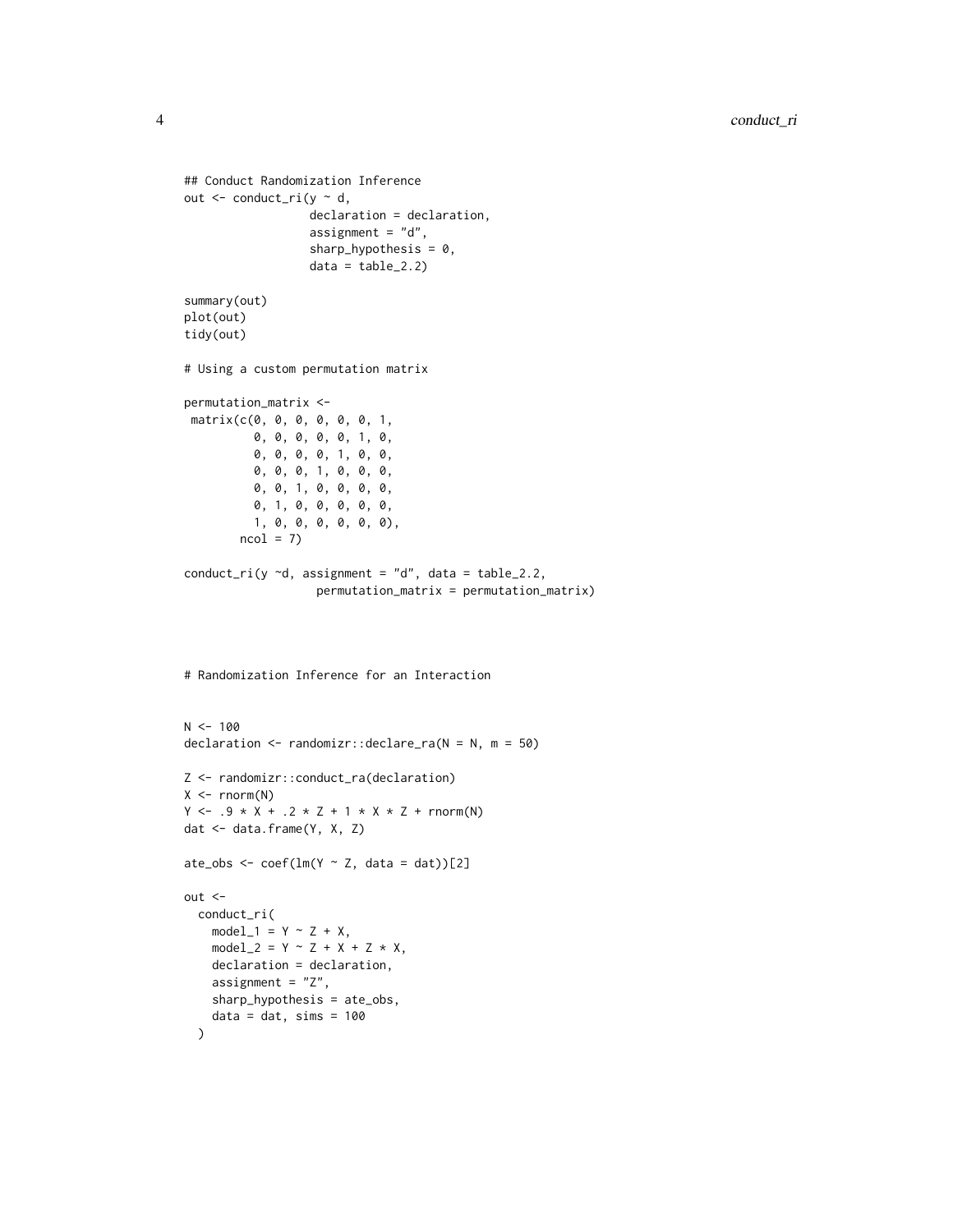```
## Conduct Randomization Inference
out <- conduct_ri(y ~ d,
                  declaration = declaration,
                  assignment = "d",
                  sharp_hypothesis = 0,
                  data = table_2.2)

summary(out)
plot(out)
tidy(out)

# Using a custom permutation matrix

permutation_matrix <-
 matrix(c(0, 0, 0, 0, 0, 0, 1,
          0, 0, 0, 0, 0, 1, 0,
          0, 0, 0, 0, 1, 0, 0,
          0, 0, 0, 1, 0, 0, 0,
          0, 0, 1, 0, 0, 0, 0,
          0, 1, 0, 0, 0, 0, 0,
          1, 0, 0, 0, 0, 0, 0),
        ncol = 7)

conduct_ri(y ~d, assignment = "d", data = table_2.2,
                   permutation_matrix = permutation_matrix)



# Randomization Inference for an Interaction


N <- 100
declaration <- randomizr::declare_ra(N = N, m = 50)

Z <- randomizr::conduct_ra(declaration)
X <- rnorm(N)
Y <- .9 * X + .2 * Z + 1 * X * Z + rnorm(N)
dat <- data.frame(Y, X, Z)

ate_obs <- coef(lm(Y ~ Z, data = dat))[2]

out <-
  conduct_ri(
    model_1 = Y ~ Z + X,
    model_2 = Y ~ Z + X + Z * X,
    declaration = declaration,
    assignment = "Z",
    sharp_hypothesis = ate_obs,
    data = dat, sims = 100
  )
```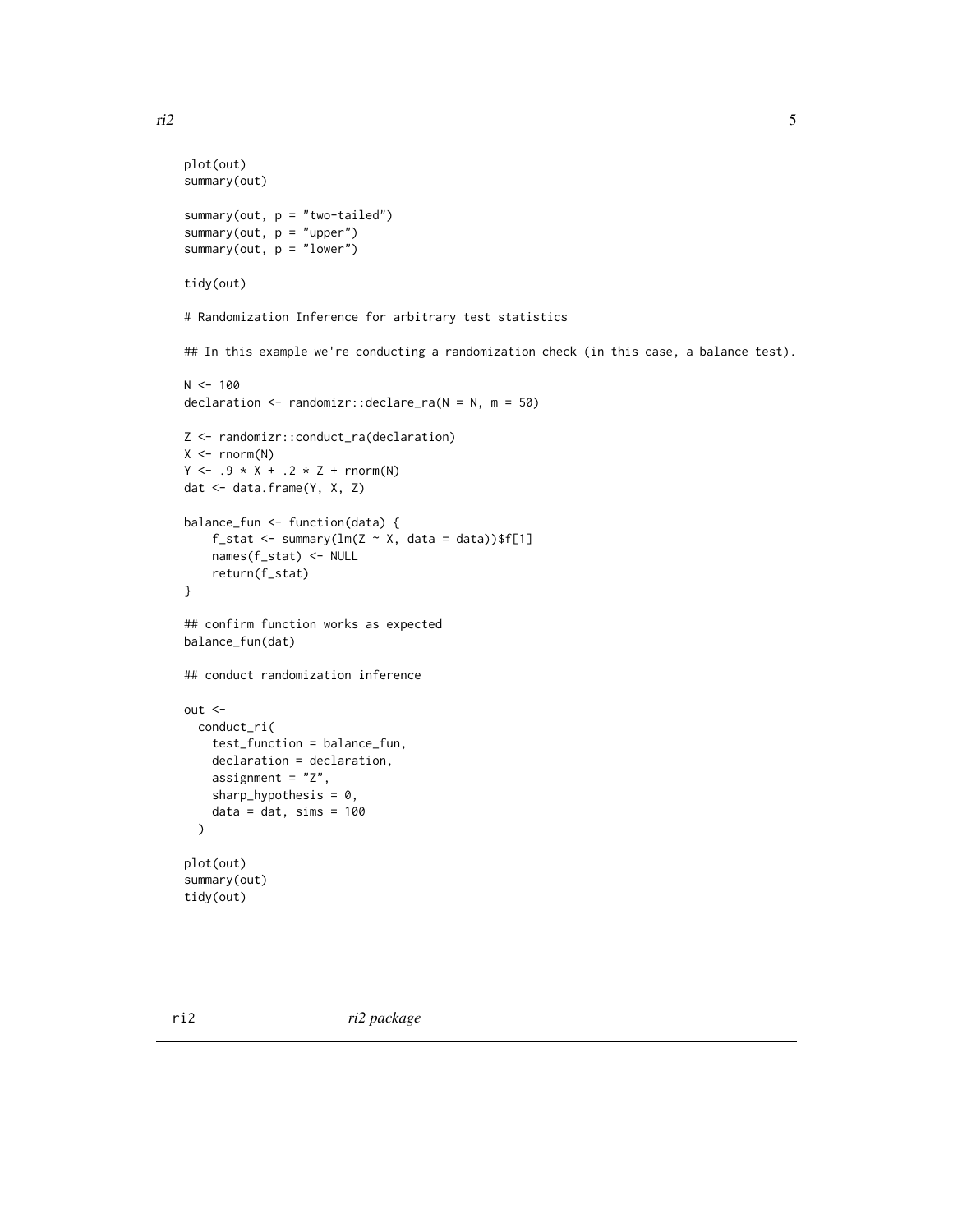```
plot(out)
summary(out)

summary(out, p = "two-tailed")
summary(out, p = "upper")
summary(out, p = "lower")

tidy(out)

# Randomization Inference for arbitrary test statistics

## In this example we're conducting a randomization check (in this case, a balance test).

N <- 100
declaration <- randomizr::declare_ra(N = N, m = 50)

Z <- randomizr::conduct_ra(declaration)
X <- rnorm(N)
Y <- .9 * X + .2 * Z + rnorm(N)
dat <- data.frame(Y, X, Z)

balance_fun <- function(data) {
    f_stat <- summary(lm(Z ~ X, data = data))$f[1]
    names(f_stat) <- NULL
    return(f_stat)
}

## confirm function works as expected
balance_fun(dat)

## conduct randomization inference

out <-
  conduct_ri(
    test_function = balance_fun,
    declaration = declaration,
    assignment = "Z",
    sharp_hypothesis = 0,
    data = dat, sims = 100
  )

plot(out)
summary(out)
tidy(out)
```

---

ri2 &nbsp;&nbsp;&nbsp;&nbsp;&nbsp;&nbsp;&nbsp;&nbsp; *ri2 package*

---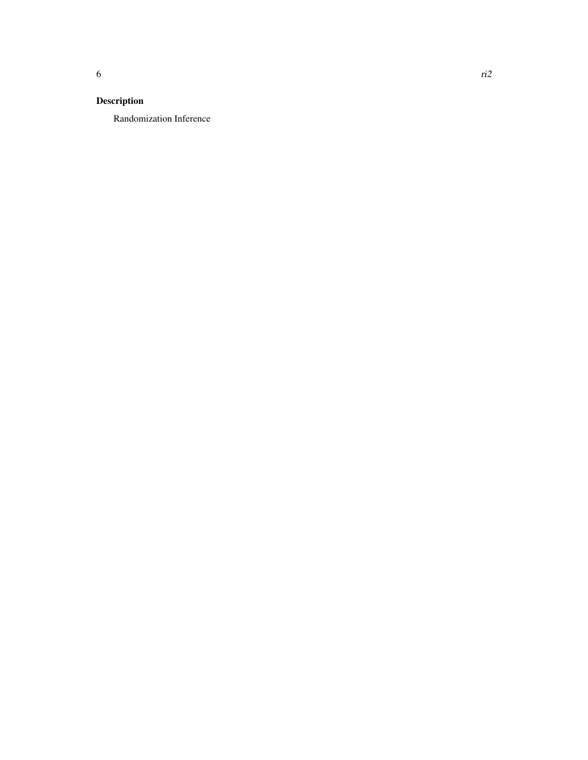### Description

Randomization Inference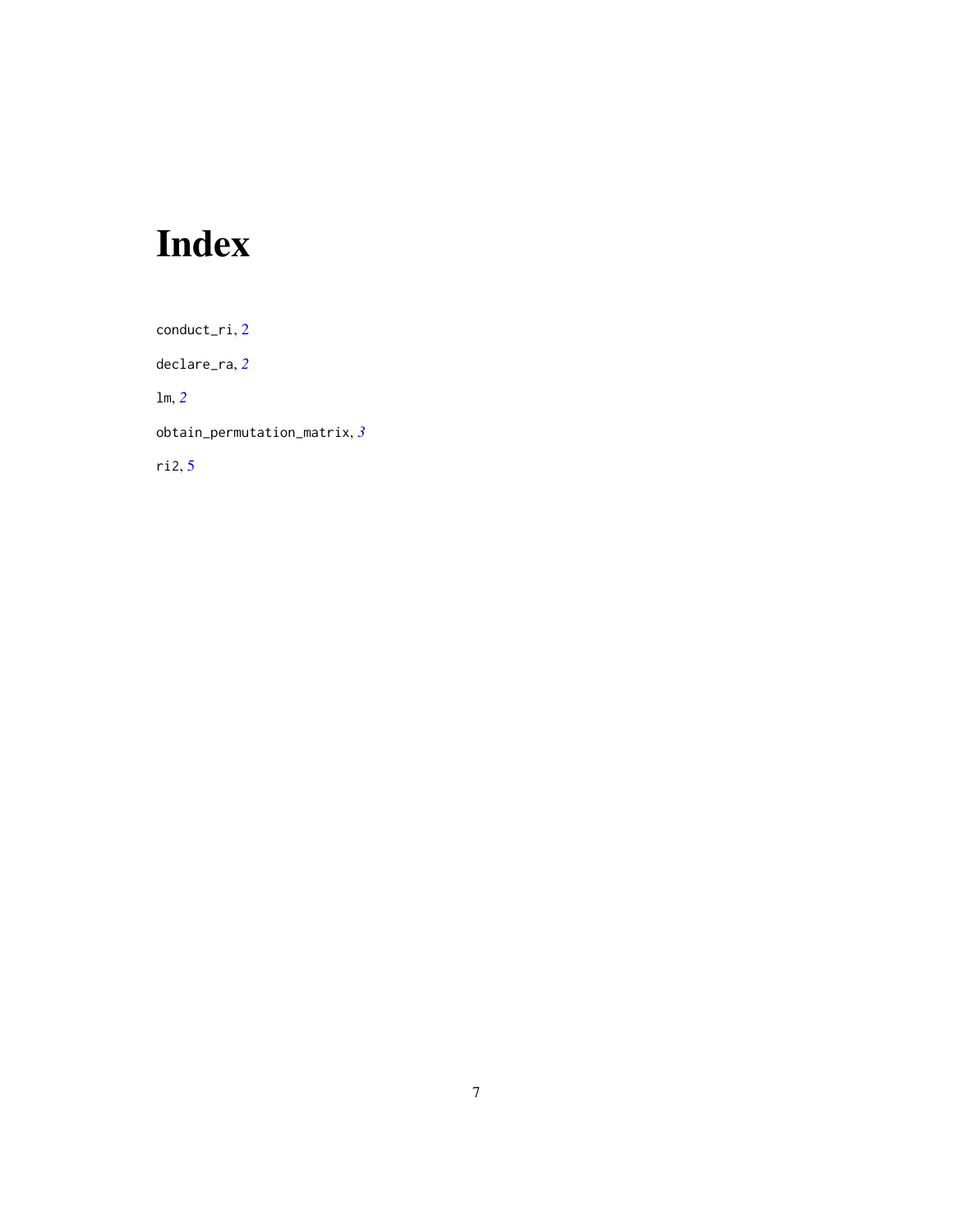# Index

conduct_ri, 2

declare_ra, *2*

lm, *2*

obtain_permutation_matrix, *3*

ri2, 5